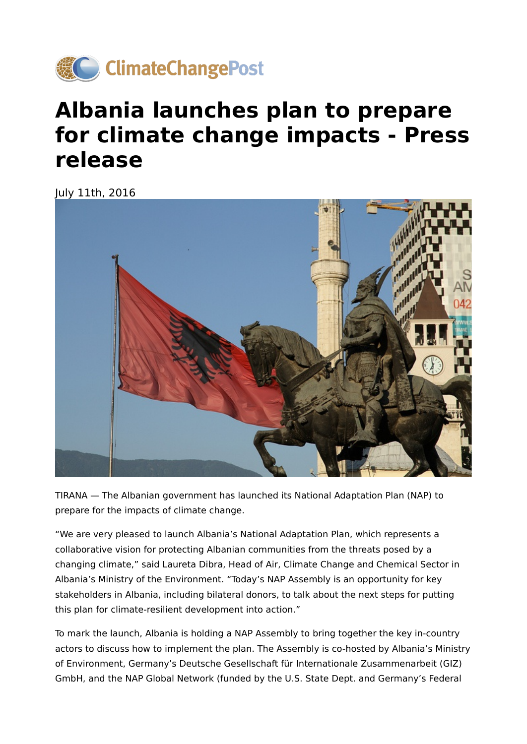ClimateChangePost

# Albania launches plan to prepare for climate change impacts - Press release

July 11th, 2016

TIRANA — The Albanian government has launched its National Adaptation Plan (NAP) to prepare for the impacts of climate change.

“We are very pleased to launch Albania’s National Adaptation Plan, which represents a collaborative vision for protecting Albanian communities from the threats posed by a changing climate,” said Laureta Dibra, Head of Air, Climate Change and Chemical Sector in Albania’s Ministry of the Environment. “Today’s NAP Assembly is an opportunity for key stakeholders in Albania, including bilateral donors, to talk about the next steps for putting this plan for climate-resilient development into action.”

To mark the launch, Albania is holding a NAP Assembly to bring together the key in-country actors to discuss how to implement the plan. The Assembly is co-hosted by Albania’s Ministry of Environment, Germany’s Deutsche Gesellschaft für Internationale Zusammenarbeit (GIZ) GmbH, and the NAP Global Network (funded by the U.S. State Dept. and Germany’s Federal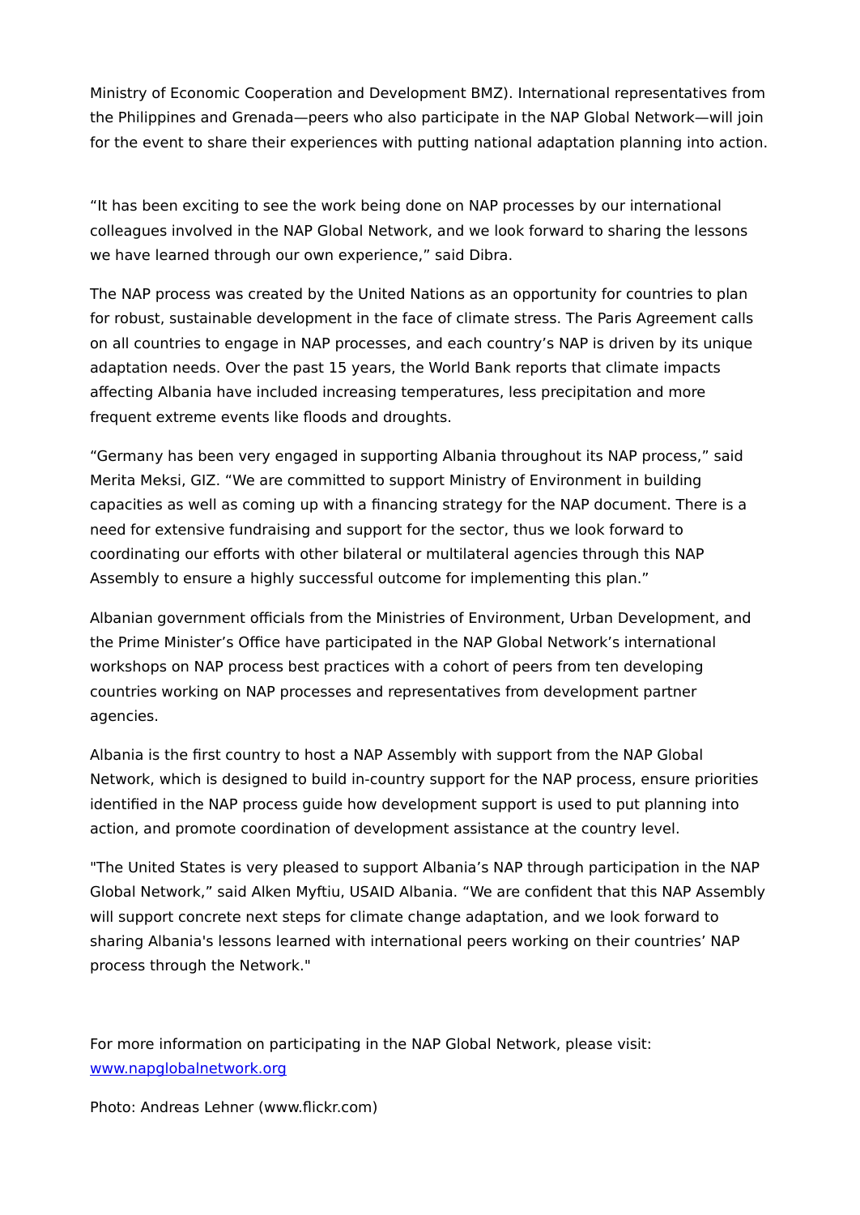Ministry of Economic Cooperation and Development BMZ). International representatives from the Philippines and Grenada—peers who also participate in the NAP Global Network—will join for the event to share their experiences with putting national adaptation planning into action.

“It has been exciting to see the work being done on NAP processes by our international colleagues involved in the NAP Global Network, and we look forward to sharing the lessons we have learned through our own experience,” said Dibra.

The NAP process was created by the United Nations as an opportunity for countries to plan for robust, sustainable development in the face of climate stress. The Paris Agreement calls on all countries to engage in NAP processes, and each country’s NAP is driven by its unique adaptation needs. Over the past 15 years, the World Bank reports that climate impacts affecting Albania have included increasing temperatures, less precipitation and more frequent extreme events like floods and droughts.

“Germany has been very engaged in supporting Albania throughout its NAP process,” said Merita Meksi, GIZ. “We are committed to support Ministry of Environment in building capacities as well as coming up with a financing strategy for the NAP document. There is a need for extensive fundraising and support for the sector, thus we look forward to coordinating our efforts with other bilateral or multilateral agencies through this NAP Assembly to ensure a highly successful outcome for implementing this plan.”

Albanian government officials from the Ministries of Environment, Urban Development, and the Prime Minister’s Office have participated in the NAP Global Network’s international workshops on NAP process best practices with a cohort of peers from ten developing countries working on NAP processes and representatives from development partner agencies.

Albania is the first country to host a NAP Assembly with support from the NAP Global Network, which is designed to build in-country support for the NAP process, ensure priorities identified in the NAP process guide how development support is used to put planning into action, and promote coordination of development assistance at the country level.

"The United States is very pleased to support Albania’s NAP through participation in the NAP Global Network,” said Alken Myftiu, USAID Albania. “We are confident that this NAP Assembly will support concrete next steps for climate change adaptation, and we look forward to sharing Albania's lessons learned with international peers working on their countries’ NAP process through the Network."

For more information on participating in the NAP Global Network, please visit: [www.napglobalnetwork.org](http://www.napglobalnetwork.org)

Photo: Andreas Lehner (www.flickr.com)